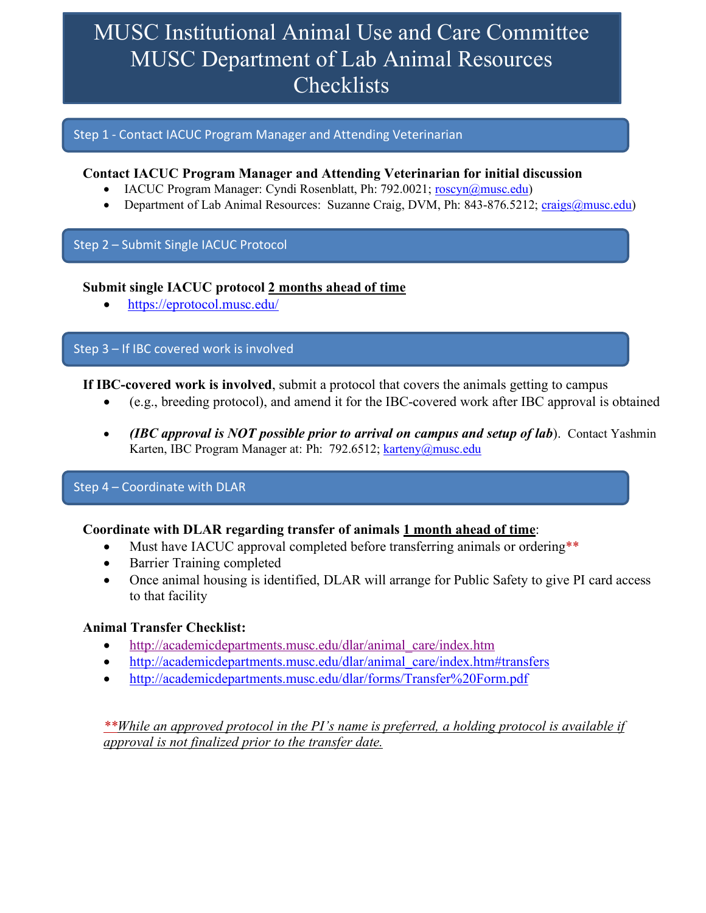# MUSC Institutional Animal Use and Care Committee
# MUSC Department of Lab Animal Resources
# Checklists

## Step 1 - Contact IACUC Program Manager and Attending Veterinarian

**Contact IACUC Program Manager and Attending Veterinarian for initial discussion**

- IACUC Program Manager: Cyndi Rosenblatt, Ph: 792.0021; roscyn@musc.edu)
- Department of Lab Animal Resources: Suzanne Craig, DVM, Ph: 843-876.5212; craigs@musc.edu)

## Step 2 – Submit Single IACUC Protocol

**Submit single IACUC protocol <u>2 months ahead of time</u>**

- https://eprotocol.musc.edu/

## Step 3 – If IBC covered work is involved

**If IBC-covered work is involved**, submit a protocol that covers the animals getting to campus

- (e.g., breeding protocol), and amend it for the IBC-covered work after IBC approval is obtained
- ***(IBC approval is NOT possible prior to arrival on campus and setup of lab***). Contact Yashmin Karten, IBC Program Manager at: Ph: 792.6512; karteny@musc.edu

## Step 4 – Coordinate with DLAR

**Coordinate with DLAR regarding transfer of animals <u>1 month ahead of time</u>**:

- Must have IACUC approval completed before transferring animals or ordering**
- Barrier Training completed
- Once animal housing is identified, DLAR will arrange for Public Safety to give PI card access to that facility

**Animal Transfer Checklist:**

- http://academicdepartments.musc.edu/dlar/animal_care/index.htm
- http://academicdepartments.musc.edu/dlar/animal_care/index.htm#transfers
- http://academicdepartments.musc.edu/dlar/forms/Transfer%20Form.pdf

*<u>**While an approved protocol in the PI's name is preferred, a holding protocol is available if approval is not finalized prior to the transfer date.</u>*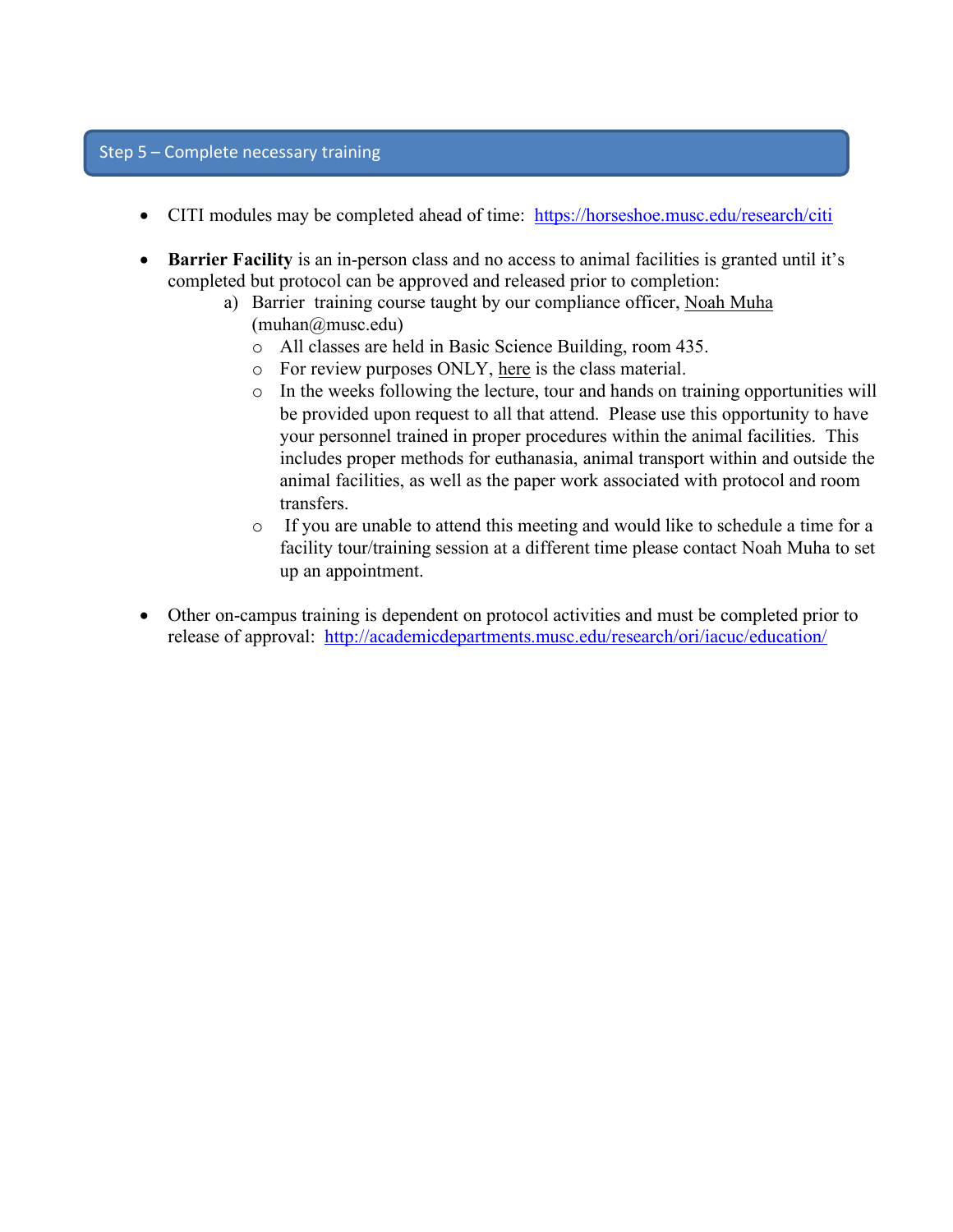## Step 5 – Complete necessary training

- CITI modules may be completed ahead of time: https://horseshoe.musc.edu/research/citi

- **Barrier Facility** is an in-person class and no access to animal facilities is granted until it's completed but protocol can be approved and released prior to completion:
  a) Barrier training course taught by our compliance officer, Noah Muha (muhan@musc.edu)
     - All classes are held in Basic Science Building, room 435.
     - For review purposes ONLY, here is the class material.
     - In the weeks following the lecture, tour and hands on training opportunities will be provided upon request to all that attend. Please use this opportunity to have your personnel trained in proper procedures within the animal facilities. This includes proper methods for euthanasia, animal transport within and outside the animal facilities, as well as the paper work associated with protocol and room transfers.
     - If you are unable to attend this meeting and would like to schedule a time for a facility tour/training session at a different time please contact Noah Muha to set up an appointment.

- Other on-campus training is dependent on protocol activities and must be completed prior to release of approval: http://academicdepartments.musc.edu/research/ori/iacuc/education/